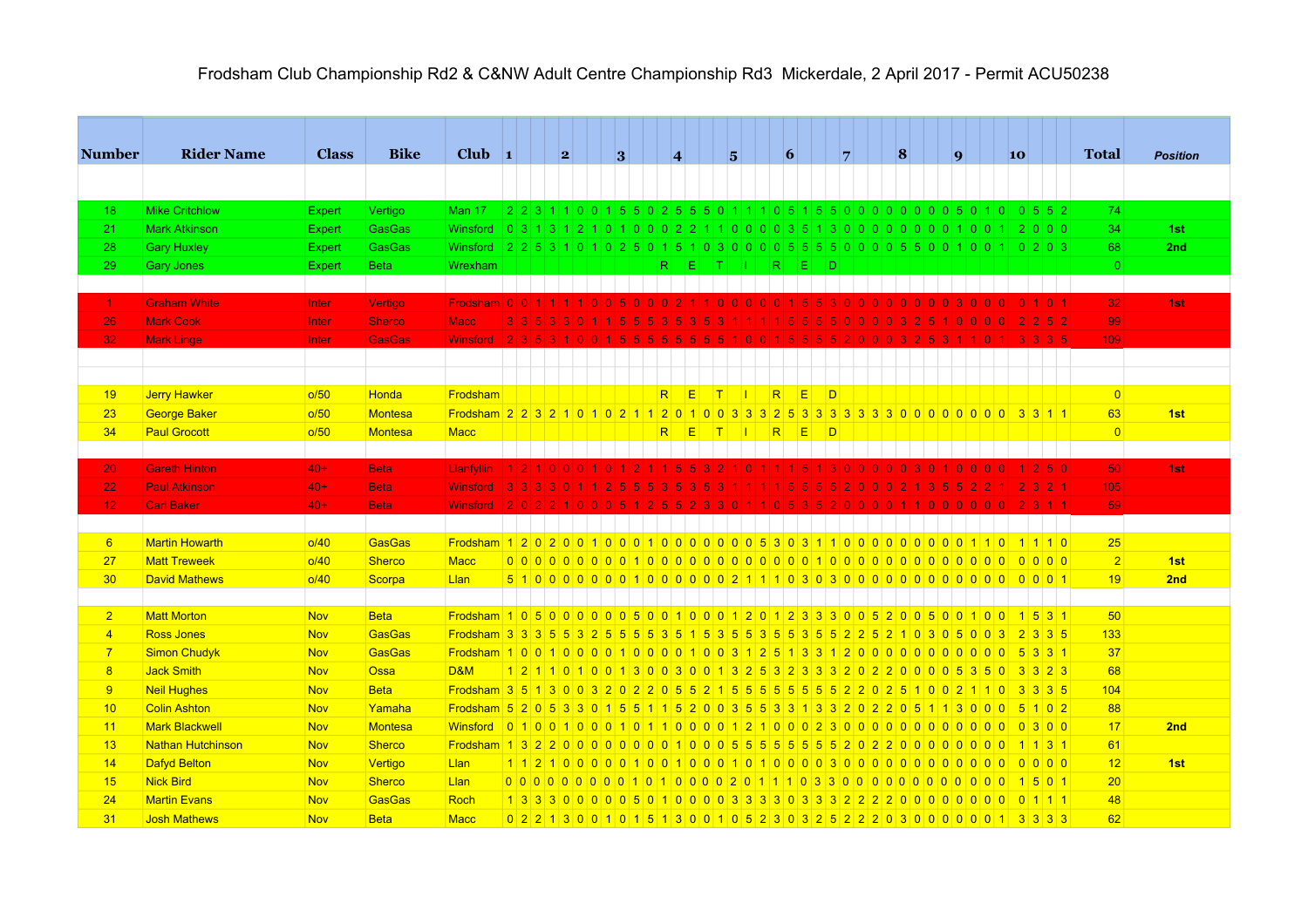# Frodsham Club Championship Rd2 & C&NW Adult Centre Championship Rd3 Mickerdale, 2 April 2017 - Permit ACU50238

| Number | Rider Name | Class | Bike | Club | 1 | | | | 2 | | | | 3 | | | | 4 | | | | 5 | | | | 6 | | | | 7 | | | | 8 | | | | 9 | | | | 10 | | | | Total | *Position* |
|---|---|---|---|---|---|---|---|---|---|---|---|---|---|---|---|---|---|---|---|---|---|---|---|---|---|---|---|---|---|---|---|---|---|---|---|---|---|---|---|---|---|---|---|---|---|---|
| 18 | Mike Critchlow | Expert | Vertigo | Man 17 | 2 | 2 | 3 | 1 | 1 | 0 | 0 | 1 | 5 | 5 | 0 | 2 | 5 | 5 | 5 | 0 | 1 | 1 | 1 | 0 | 5 | 1 | 5 | 5 | 0 | 0 | 0 | 0 | 0 | 0 | 0 | 0 | 5 | 0 | 1 | 0 | 0 | 5 | 5 | 2 | 74 | |
| 21 | Mark Atkinson | Expert | GasGas | Winsford | 0 | 3 | 1 | 3 | 1 | 2 | 1 | 0 | 1 | 0 | 0 | 0 | 2 | 2 | 1 | 1 | 0 | 0 | 0 | 0 | 3 | 5 | 1 | 3 | 0 | 0 | 0 | 0 | 0 | 0 | 0 | 0 | 1 | 0 | 0 | 1 | 2 | 0 | 0 | 0 | 34 | 1st |
| 28 | Gary Huxley | Expert | GasGas | Winsford | 2 | 2 | 5 | 3 | 1 | 0 | 1 | 0 | 2 | 5 | 0 | 1 | 5 | 1 | 0 | 3 | 0 | 0 | 0 | 0 | 5 | 5 | 5 | 5 | 0 | 0 | 0 | 0 | 5 | 5 | 0 | 0 | 1 | 0 | 0 | 1 | 0 | 2 | 0 | 3 | 68 | 2nd |
| 29 | Gary Jones | Expert | Beta | Wrexham | | | | | | | | | | | | R | | E | | T | | I | | R | | E | | D | | | | | | | | | | | | | | | | | 0 | |
| 1 | Graham White | Inter | Vertigo | Frodsham | 0 | 0 | 1 | 1 | 1 | 1 | 0 | 0 | 5 | 0 | 0 | 0 | 2 | 1 | 1 | 0 | 0 | 0 | 0 | 0 | 1 | 5 | 5 | 3 | 0 | 0 | 0 | 0 | 0 | 0 | 0 | 0 | 3 | 0 | 0 | 0 | 0 | 1 | 0 | 1 | 32 | 1st |
| 26 | Mark Cook | Inter | Sherco | Macc | 3 | 3 | 5 | 3 | 3 | 0 | 1 | 1 | 5 | 5 | 5 | 3 | 5 | 3 | 5 | 3 | 1 | 1 | 1 | 1 | 5 | 5 | 5 | 5 | 0 | 0 | 0 | 0 | 3 | 2 | 5 | 1 | 0 | 0 | 0 | 0 | 2 | 2 | 5 | 2 | 99 | |
| 32 | Mark Linge | Inter | GasGas | Winsford | 2 | 3 | 5 | 3 | 1 | 0 | 0 | 1 | 5 | 5 | 5 | 5 | 5 | 5 | 5 | 5 | 1 | 0 | 0 | 1 | 5 | 5 | 5 | 5 | 2 | 0 | 0 | 0 | 3 | 2 | 5 | 3 | 1 | 1 | 0 | 1 | 3 | 3 | 3 | 5 | 109 | |
| 19 | Jerry Hawker | o/50 | Honda | Frodsham | | | | | | | | | | | | R | | E | | T | | I | | R | | E | | D | | | | | | | | | | | | | | | | | 0 | |
| 23 | George Baker | o/50 | Montesa | Frodsham | 2 | 2 | 3 | 2 | 1 | 0 | 1 | 0 | 2 | 1 | 1 | 2 | 0 | 1 | 0 | 0 | 3 | 3 | 3 | 2 | 5 | 3 | 3 | 3 | 3 | 3 | 3 | 3 | 0 | 0 | 0 | 0 | 0 | 0 | 0 | 0 | 3 | 3 | 1 | 1 | 63 | 1st |
| 34 | Paul Grocott | o/50 | Montesa | Macc | | | | | | | | | | | | R | | E | | T | | I | | R | | E | | D | | | | | | | | | | | | | | | | | 0 | |
| 20 | Gareth Hinton | 40+ | Beta | Llanfyllin | 1 | 2 | 1 | 0 | 0 | 0 | 1 | 0 | 1 | 2 | 1 | 1 | 5 | 5 | 3 | 2 | 1 | 0 | 1 | 1 | 1 | 5 | 1 | 3 | 0 | 0 | 0 | 0 | 0 | 3 | 0 | 1 | 0 | 0 | 0 | 0 | 1 | 2 | 5 | 0 | 50 | 1st |
| 22 | Paul Atkinson | 40+ | Beta | Winsford | 3 | 3 | 3 | 3 | 0 | 1 | 1 | 2 | 5 | 5 | 5 | 3 | 5 | 3 | 5 | 3 | 1 | 1 | 1 | 1 | 5 | 5 | 5 | 5 | 2 | 0 | 0 | 0 | 2 | 1 | 3 | 5 | 5 | 2 | 2 | 1 | 2 | 3 | 2 | 1 | 105 | |
| 12 | Carl Baker | 40+ | Beta | Winsford | 2 | 0 | 2 | 2 | 1 | 0 | 0 | 0 | 5 | 1 | 2 | 5 | 5 | 2 | 3 | 3 | 0 | 1 | 1 | 0 | 5 | 3 | 5 | 2 | 0 | 0 | 0 | 0 | 1 | 1 | 0 | 0 | 0 | 0 | 0 | 0 | 2 | 3 | 1 | 1 | 59 | |
| 6 | Martin Howarth | o/40 | GasGas | Frodsham | 1 | 2 | 0 | 2 | 0 | 0 | 1 | 0 | 0 | 0 | 1 | 0 | 0 | 0 | 0 | 0 | 0 | 0 | 0 | 5 | 3 | 0 | 3 | 1 | 1 | 0 | 0 | 0 | 0 | 0 | 0 | 0 | 0 | 1 | 1 | 0 | 1 | 1 | 1 | 0 | 25 | |
| 27 | Matt Treweek | o/40 | Sherco | Macc | 0 | 0 | 0 | 0 | 0 | 0 | 0 | 0 | 0 | 0 | 1 | 0 | 0 | 0 | 0 | 0 | 0 | 0 | 0 | 0 | 0 | 0 | 0 | 0 | 1 | 0 | 0 | 0 | 0 | 0 | 0 | 0 | 0 | 0 | 0 | 0 | 0 | 0 | 0 | 0 | 2 | 1st |
| 30 | David Mathews | o/40 | Scorpa | Llan | 5 | 1 | 0 | 0 | 0 | 0 | 0 | 0 | 0 | 0 | 1 | 0 | 0 | 0 | 0 | 0 | 0 | 2 | 1 | 1 | 1 | 0 | 3 | 0 | 3 | 0 | 0 | 0 | 0 | 0 | 0 | 0 | 0 | 0 | 0 | 0 | 0 | 0 | 0 | 1 | 19 | 2nd |
| 2 | Matt Morton | Nov | Beta | Frodsham | 1 | 0 | 5 | 0 | 0 | 0 | 0 | 0 | 0 | 5 | 0 | 0 | 1 | 0 | 0 | 0 | 1 | 2 | 0 | 1 | 2 | 3 | 3 | 3 | 0 | 0 | 5 | 2 | 0 | 0 | 5 | 0 | 0 | 1 | 0 | 0 | 1 | 5 | 3 | 1 | 50 | |
| 4 | Ross Jones | Nov | GasGas | Frodsham | 3 | 3 | 3 | 5 | 5 | 3 | 2 | 5 | 5 | 5 | 5 | 3 | 5 | 1 | 5 | 3 | 5 | 5 | 3 | 5 | 5 | 3 | 5 | 5 | 2 | 2 | 5 | 2 | 1 | 0 | 3 | 0 | 5 | 0 | 0 | 3 | 2 | 3 | 3 | 5 | 133 | |
| 7 | Simon Chudyk | Nov | GasGas | Frodsham | 1 | 0 | 0 | 1 | 0 | 0 | 0 | 0 | 1 | 0 | 0 | 0 | 0 | 1 | 0 | 0 | 3 | 1 | 2 | 5 | 1 | 3 | 3 | 1 | 2 | 0 | 0 | 0 | 0 | 0 | 0 | 0 | 0 | 0 | 0 | 0 | 5 | 3 | 3 | 1 | 37 | |
| 8 | Jack Smith | Nov | Ossa | D&M | 1 | 2 | 1 | 1 | 0 | 1 | 0 | 0 | 1 | 3 | 0 | 0 | 3 | 0 | 0 | 1 | 3 | 2 | 5 | 3 | 2 | 3 | 3 | 3 | 2 | 0 | 2 | 2 | 0 | 0 | 0 | 0 | 5 | 3 | 5 | 0 | 3 | 3 | 2 | 3 | 68 | |
| 9 | Neil Hughes | Nov | Beta | Frodsham | 3 | 5 | 1 | 3 | 0 | 0 | 3 | 2 | 0 | 2 | 2 | 0 | 5 | 5 | 2 | 1 | 5 | 5 | 5 | 5 | 5 | 5 | 5 | 5 | 2 | 2 | 0 | 2 | 5 | 1 | 0 | 0 | 2 | 1 | 1 | 0 | 3 | 3 | 3 | 5 | 104 | |
| 10 | Colin Ashton | Nov | Yamaha | Frodsham | 5 | 2 | 0 | 5 | 3 | 3 | 0 | 1 | 5 | 5 | 1 | 1 | 5 | 2 | 0 | 0 | 3 | 5 | 5 | 3 | 3 | 1 | 3 | 3 | 2 | 0 | 2 | 2 | 0 | 5 | 1 | 1 | 3 | 0 | 0 | 0 | 5 | 1 | 0 | 2 | 88 | |
| 11 | Mark Blackwell | Nov | Montesa | Winsford | 0 | 1 | 0 | 0 | 1 | 0 | 0 | 0 | 1 | 0 | 1 | 1 | 0 | 0 | 0 | 0 | 1 | 2 | 1 | 0 | 0 | 0 | 2 | 3 | 0 | 0 | 0 | 0 | 0 | 0 | 0 | 0 | 0 | 0 | 0 | 0 | 0 | 3 | 0 | 0 | 17 | 2nd |
| 13 | Nathan Hutchinson | Nov | Sherco | Frodsham | 1 | 3 | 2 | 2 | 0 | 0 | 0 | 0 | 0 | 0 | 0 | 0 | 1 | 0 | 0 | 0 | 5 | 5 | 5 | 5 | 5 | 5 | 5 | 5 | 2 | 0 | 2 | 2 | 0 | 0 | 0 | 0 | 0 | 0 | 0 | 0 | 1 | 1 | 3 | 1 | 61 | |
| 14 | Dafyd Belton | Nov | Vertigo | Llan | 1 | 1 | 2 | 1 | 0 | 0 | 0 | 0 | 0 | 1 | 0 | 0 | 1 | 0 | 0 | 0 | 1 | 0 | 1 | 0 | 0 | 0 | 0 | 3 | 0 | 0 | 0 | 0 | 0 | 0 | 0 | 0 | 0 | 0 | 0 | 0 | 0 | 0 | 0 | 0 | 12 | 1st |
| 15 | Nick Bird | Nov | Sherco | Llan | 0 | 0 | 0 | 0 | 0 | 0 | 0 | 0 | 0 | 0 | 1 | 0 | 1 | 0 | 0 | 0 | 0 | 2 | 0 | 1 | 1 | 1 | 0 | 3 | 3 | 0 | 0 | 0 | 0 | 0 | 0 | 0 | 0 | 0 | 0 | 0 | 1 | 5 | 0 | 1 | 20 | |
| 24 | Martin Evans | Nov | GasGas | Roch | 1 | 3 | 3 | 3 | 0 | 0 | 0 | 0 | 0 | 5 | 0 | 1 | 0 | 0 | 0 | 0 | 3 | 3 | 3 | 3 | 0 | 3 | 3 | 3 | 2 | 2 | 2 | 2 | 0 | 0 | 0 | 0 | 0 | 0 | 0 | 0 | 0 | 1 | 1 | 1 | 48 | |
| 31 | Josh Mathews | Nov | Beta | Macc | 0 | 2 | 2 | 1 | 3 | 0 | 0 | 1 | 0 | 1 | 5 | 1 | 3 | 0 | 0 | 1 | 0 | 5 | 2 | 3 | 0 | 3 | 2 | 5 | 2 | 2 | 2 | 0 | 3 | 0 | 0 | 0 | 0 | 0 | 0 | 1 | 3 | 3 | 3 | 3 | 62 | |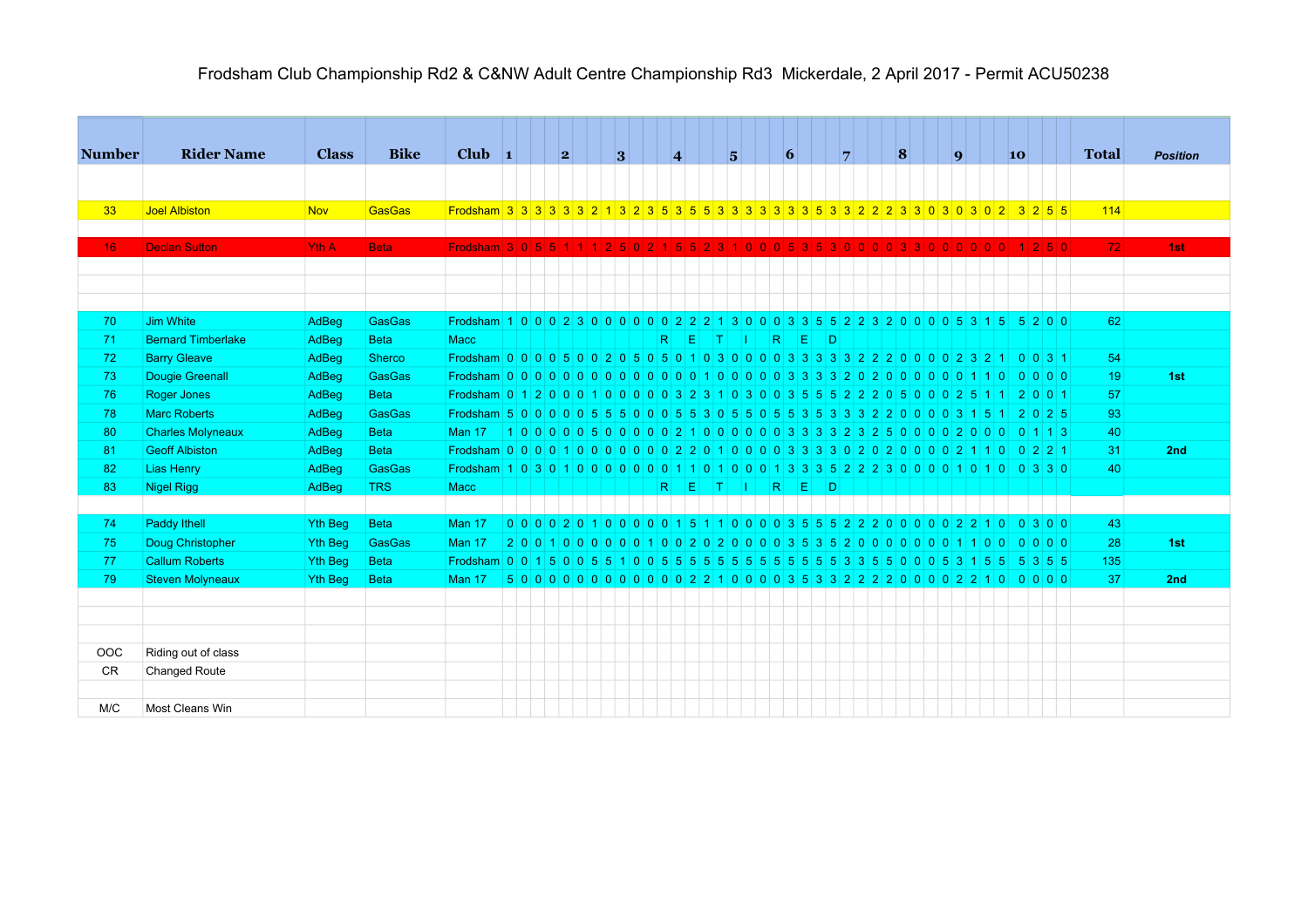# Frodsham Club Championship Rd2 & C&NW Adult Centre Championship Rd3 Mickerdale, 2 April 2017 - Permit ACU50238

| Number | Rider Name | Class | Bike | Club | 1 | | | | 2 | | | | 3 | | | | 4 | | | | 5 | | | | 6 | | | | 7 | | | | 8 | | | | 9 | | | | 10 | | | | Total | *Position* |
|---|---|---|---|---|---|---|---|---|---|---|---|---|---|---|---|---|---|---|---|---|---|---|---|---|---|---|---|---|---|---|---|---|---|---|---|---|---|---|---|---|---|---|---|---|---|---|
| 33 | Joel Albiston | Nov | GasGas | Frodsham | 3 | 3 | 3 | 3 | 3 | 3 | 2 | 1 | 3 | 2 | 3 | 5 | 3 | 5 | 5 | 3 | 3 | 3 | 3 | 3 | 3 | 3 | 5 | 3 | 3 | 2 | 2 | 2 | 3 | 3 | 0 | 3 | 0 | 3 | 0 | 2 | 3 | 2 | 5 | 5 | 114 | |
| 16 | Declan Sutton | Yth A | Beta | Frodsham | 3 | 0 | 5 | 5 | 1 | 1 | 1 | 2 | 5 | 0 | 2 | 1 | 5 | 5 | 2 | 3 | 1 | 0 | 0 | 0 | 5 | 3 | 5 | 3 | 0 | 0 | 0 | 0 | 3 | 3 | 0 | 0 | 0 | 0 | 0 | 0 | 1 | 2 | 5 | 0 | 72 | 1st |
| 70 | Jim White | AdBeg | GasGas | Frodsham | 1 | 0 | 0 | 0 | 2 | 3 | 0 | 0 | 0 | 0 | 0 | 0 | 2 | 2 | 2 | 1 | 3 | 0 | 0 | 0 | 3 | 3 | 5 | 5 | 2 | 2 | 3 | 2 | 0 | 0 | 0 | 0 | 5 | 3 | 1 | 5 | 5 | 2 | 0 | 0 | 62 | |
| 71 | Bernard Timberlake | AdBeg | Beta | Macc | | | | | | | | | | | | | R | | E | | T | | I | | R | | E | | D | | | | | | | | | | | | | | | | | |
| 72 | Barry Gleave | AdBeg | Sherco | Frodsham | 0 | 0 | 0 | 0 | 5 | 0 | 0 | 2 | 0 | 5 | 0 | 5 | 0 | 1 | 0 | 3 | 0 | 0 | 0 | 0 | 3 | 3 | 3 | 3 | 3 | 2 | 2 | 2 | 0 | 0 | 0 | 0 | 2 | 3 | 2 | 1 | 0 | 0 | 3 | 1 | 54 | |
| 73 | Dougie Greenall | AdBeg | GasGas | Frodsham | 0 | 0 | 0 | 0 | 0 | 0 | 0 | 0 | 0 | 0 | 0 | 0 | 0 | 0 | 0 | 1 | 0 | 0 | 0 | 0 | 0 | 3 | 3 | 3 | 3 | 2 | 0 | 2 | 0 | 0 | 0 | 0 | 0 | 0 | 1 | 1 | 0 | 0 | 0 | 0 | 19 | 1st |
| 76 | Roger Jones | AdBeg | Beta | Frodsham | 0 | 1 | 2 | 0 | 0 | 0 | 1 | 0 | 0 | 0 | 0 | 0 | 3 | 2 | 3 | 1 | 0 | 3 | 0 | 0 | 3 | 5 | 5 | 5 | 2 | 2 | 2 | 0 | 5 | 0 | 0 | 0 | 2 | 5 | 1 | 1 | 2 | 0 | 0 | 1 | 57 | |
| 78 | Marc Roberts | AdBeg | GasGas | Frodsham | 5 | 0 | 0 | 0 | 0 | 0 | 5 | 5 | 5 | 0 | 0 | 0 | 5 | 5 | 3 | 0 | 5 | 5 | 0 | 5 | 5 | 3 | 5 | 3 | 3 | 3 | 2 | 2 | 0 | 0 | 0 | 0 | 3 | 1 | 5 | 1 | 2 | 0 | 2 | 5 | 93 | |
| 80 | Charles Molyneaux | AdBeg | Beta | Man 17 | 1 | 0 | 0 | 0 | 0 | 0 | 5 | 0 | 0 | 0 | 0 | 0 | 2 | 1 | 0 | 0 | 0 | 0 | 0 | 0 | 3 | 3 | 3 | 3 | 2 | 3 | 2 | 5 | 0 | 0 | 0 | 0 | 2 | 0 | 0 | 0 | 0 | 1 | 1 | 3 | 40 | |
| 81 | Geoff Albiston | AdBeg | Beta | Frodsham | 0 | 0 | 0 | 0 | 1 | 0 | 0 | 0 | 0 | 0 | 0 | 0 | 2 | 2 | 0 | 1 | 0 | 0 | 0 | 0 | 3 | 3 | 3 | 3 | 0 | 2 | 0 | 2 | 0 | 0 | 0 | 0 | 2 | 1 | 1 | 0 | 0 | 2 | 2 | 1 | 31 | 2nd |
| 82 | Lias Henry | AdBeg | GasGas | Frodsham | 1 | 0 | 3 | 0 | 1 | 0 | 0 | 0 | 0 | 0 | 0 | 0 | 1 | 1 | 0 | 1 | 0 | 0 | 0 | 1 | 3 | 3 | 3 | 5 | 2 | 2 | 2 | 3 | 0 | 0 | 0 | 0 | 1 | 0 | 1 | 0 | 0 | 3 | 3 | 0 | 40 | |
| 83 | Nigel Rigg | AdBeg | TRS | Macc | | | | | | | | | | | | | R | | E | | T | | I | | R | | E | | D | | | | | | | | | | | | | | | | | |
| 74 | Paddy Ithell | Yth Beg | Beta | Man 17 | 0 | 0 | 0 | 0 | 2 | 0 | 1 | 0 | 0 | 0 | 0 | 0 | 1 | 5 | 1 | 1 | 0 | 0 | 0 | 0 | 3 | 5 | 5 | 5 | 2 | 2 | 2 | 0 | 0 | 0 | 0 | 0 | 2 | 2 | 1 | 0 | 0 | 3 | 0 | 0 | 43 | |
| 75 | Doug Christopher | Yth Beg | GasGas | Man 17 | 2 | 0 | 0 | 1 | 0 | 0 | 0 | 0 | 0 | 0 | 1 | 0 | 0 | 2 | 0 | 2 | 0 | 0 | 0 | 0 | 3 | 5 | 3 | 5 | 2 | 0 | 0 | 0 | 0 | 0 | 0 | 0 | 0 | 1 | 1 | 0 | 0 | 0 | 0 | 0 | 28 | 1st |
| 77 | Callum Roberts | Yth Beg | Beta | Frodsham | 0 | 0 | 1 | 5 | 0 | 0 | 5 | 5 | 1 | 0 | 0 | 5 | 5 | 5 | 5 | 5 | 5 | 5 | 5 | 5 | 5 | 5 | 5 | 5 | 3 | 3 | 5 | 5 | 0 | 0 | 0 | 5 | 3 | 1 | 5 | 5 | 5 | 3 | 5 | 5 | 135 | |
| 79 | Steven Molyneaux | Yth Beg | Beta | Man 17 | 5 | 0 | 0 | 0 | 0 | 0 | 0 | 0 | 0 | 0 | 0 | 0 | 0 | 2 | 2 | 1 | 0 | 0 | 0 | 0 | 3 | 5 | 3 | 3 | 2 | 2 | 2 | 2 | 0 | 0 | 0 | 0 | 2 | 2 | 1 | 0 | 0 | 0 | 0 | 0 | 37 | 2nd |

OOC Riding out of class

CR Changed Route

M/C Most Cleans Win